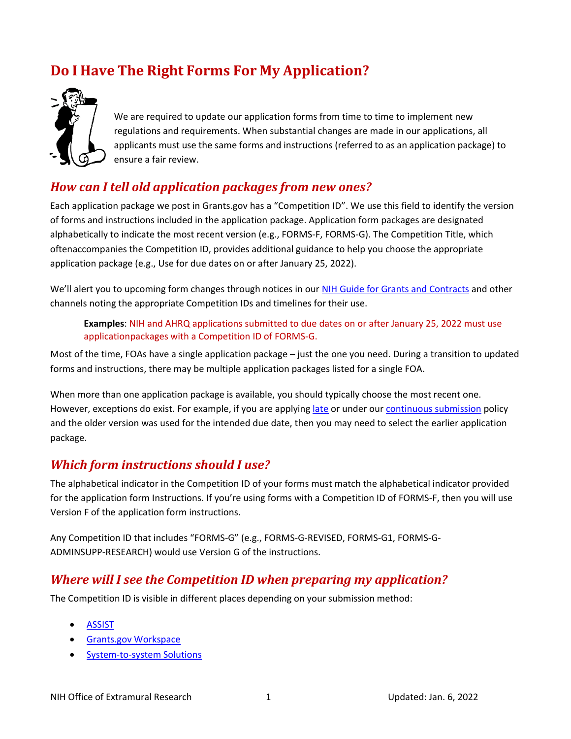# Do I Have The Right Forms For My Application?

We are required to update our application forms from time to time to implement new regulations and requirements. When substantial changes are made in our applications, all applicants must use the same forms and instructions (referred to as an application package) to ensure a fair review.

## *How can I tell old application packages from new ones?*

Each application package we post in Grants.gov has a "Competition ID". We use this field to identify the version of forms and instructions included in the application package. Application form packages are designated alphabetically to indicate the most recent version (e.g., FORMS-F, FORMS-G). The Competition Title, which oftenaccompanies the Competition ID, provides additional guidance to help you choose the appropriate application package (e.g., Use for due dates on or after January 25, 2022).

We'll alert you to upcoming form changes through notices in our NIH Guide for Grants and Contracts and other channels noting the appropriate Competition IDs and timelines for their use.

> **Examples**: NIH and AHRQ applications submitted to due dates on or after January 25, 2022 must use applicationpackages with a Competition ID of FORMS-G.

Most of the time, FOAs have a single application package – just the one you need. During a transition to updated forms and instructions, there may be multiple application packages listed for a single FOA.

When more than one application package is available, you should typically choose the most recent one. However, exceptions do exist. For example, if you are applying late or under our continuous submission policy and the older version was used for the intended due date, then you may need to select the earlier application package.

## *Which form instructions should I use?*

The alphabetical indicator in the Competition ID of your forms must match the alphabetical indicator provided for the application form Instructions. If you're using forms with a Competition ID of FORMS-F, then you will use Version F of the application form instructions.

Any Competition ID that includes "FORMS-G" (e.g., FORMS-G-REVISED, FORMS-G1, FORMS-G-ADMINSUPP-RESEARCH) would use Version G of the instructions.

## *Where will I see the Competition ID when preparing my application?*

The Competition ID is visible in different places depending on your submission method:

- ASSIST
- Grants.gov Workspace
- System-to-system Solutions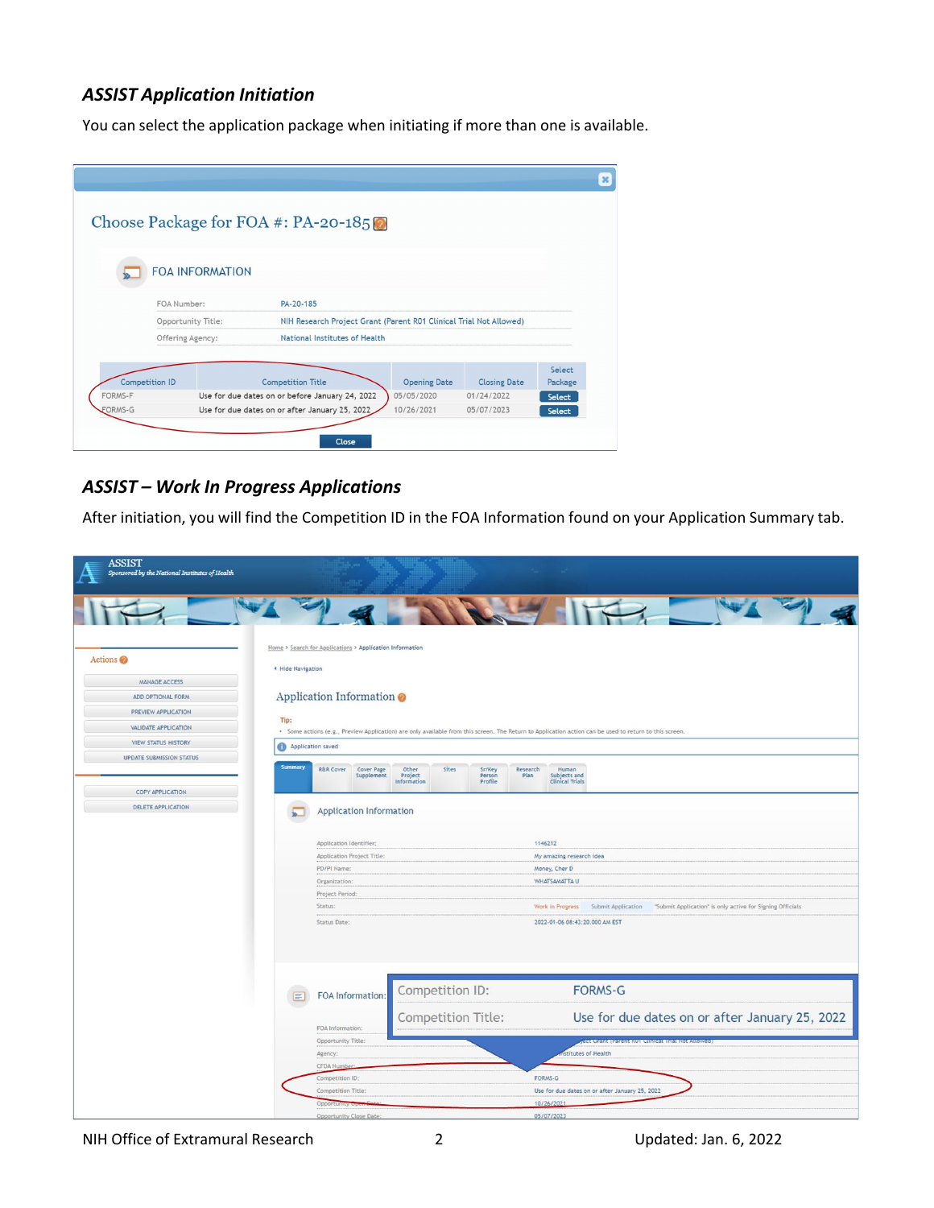### *ASSIST Application Initiation*

You can select the application package when initiating if more than one is available.

**Choose Package for FOA #: PA-20-185**

FOA INFORMATION

| | |
|---|---|
| FOA Number: | PA-20-185 |
| Opportunity Title: | NIH Research Project Grant (Parent R01 Clinical Trial Not Allowed) |
| Offering Agency: | National Institutes of Health |

| Competition ID | Competition Title | Opening Date | Closing Date | Select Package |
|---|---|---|---|---|
| FORMS-F | Use for due dates on or before January 24, 2022 | 05/05/2020 | 01/24/2022 | Select |
| FORMS-G | Use for due dates on or after January 25, 2022 | 10/26/2021 | 05/07/2023 | Select |

### *ASSIST – Work In Progress Applications*

After initiation, you will find the Competition ID in the FOA Information found on your Application Summary tab.

**Application Information**

| | |
|---|---|
| Application Identifier: | 1146212 |
| Application Project Title: | My amazing research idea |
| PD/PI Name: | Money, Cher D |
| Organization: | WHATSAMATTA U |
| Project Period: | |
| Status: | Work in Progress |
| Status Date: | 2022-01-06 08:43:20.000 AM EST |

**FOA Information:**

| | |
|---|---|
| Competition ID: | FORMS-G |
| Competition Title: | Use for due dates on or after January 25, 2022 |
| Opportunity Open Date: | 10/26/2021 |
| Opportunity Close Date: | 05/07/2023 |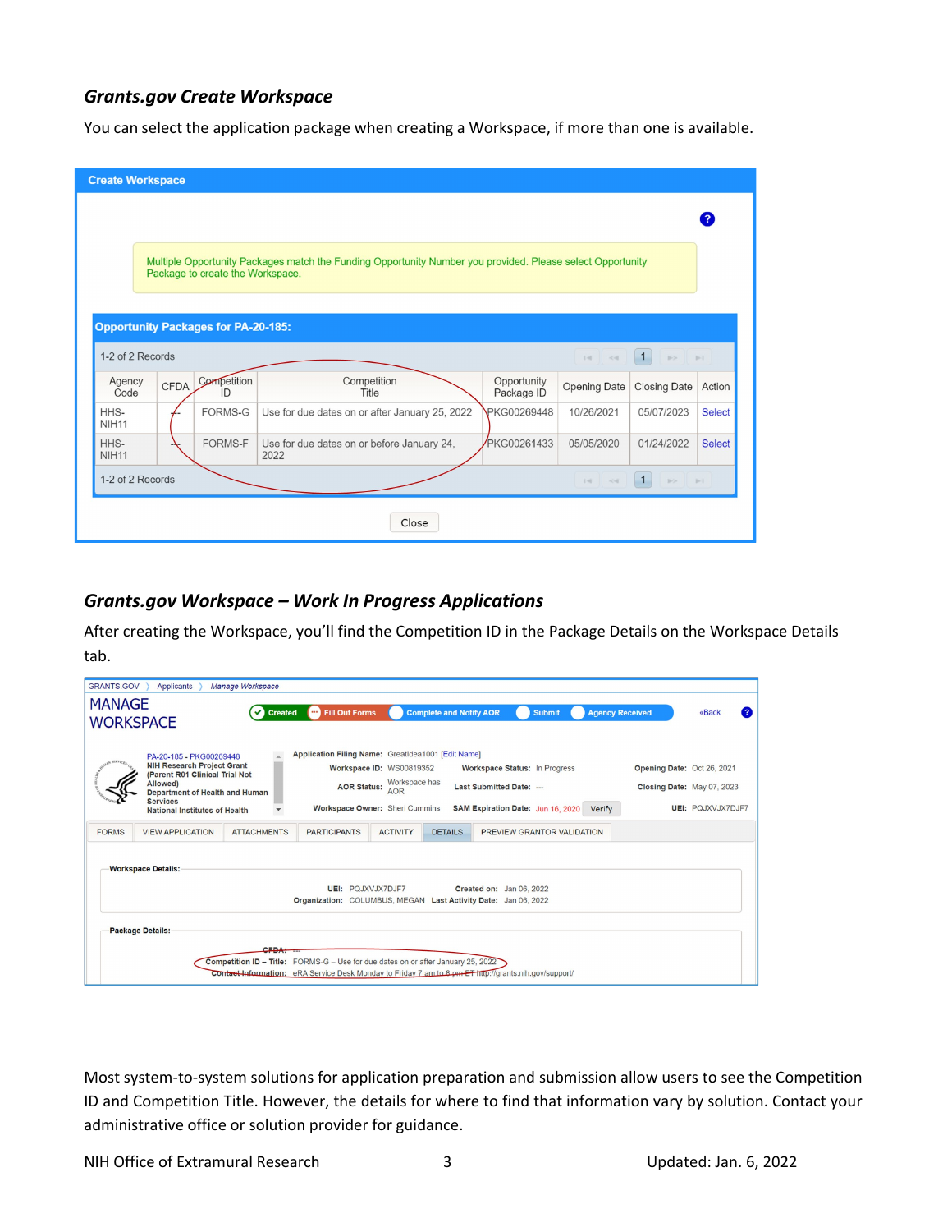### *Grants.gov Create Workspace*

You can select the application package when creating a Workspace, if more than one is available.

**Create Workspace**

Multiple Opportunity Packages match the Funding Opportunity Number you provided. Please select Opportunity Package to create the Workspace.

**Opportunity Packages for PA-20-185:**

1-2 of 2 Records

| Agency Code | CFDA | Competition ID | Competition Title | Opportunity Package ID | Opening Date | Closing Date | Action |
|---|---|---|---|---|---|---|---|
| HHS-NIH11 | -- | FORMS-G | Use for due dates on or after January 25, 2022 | PKG00269448 | 10/26/2021 | 05/07/2023 | Select |
| HHS-NIH11 | -- | FORMS-F | Use for due dates on or before January 24, 2022 | PKG00261433 | 05/05/2020 | 01/24/2022 | Select |

1-2 of 2 Records

Close

### *Grants.gov Workspace – Work In Progress Applications*

After creating the Workspace, you'll find the Competition ID in the Package Details on the Workspace Details tab.

GRANTS.GOV 〉 Applicants 〉 *Manage Workspace*

MANAGE WORKSPACE

Created | Fill Out Forms | Complete and Notify AOR | Submit | Agency Received

«Back

PA-20-185 - PKG00269448
NIH Research Project Grant (Parent R01 Clinical Trial Not Allowed)
Department of Health and Human Services
National Institutes of Health

Application Filing Name: GreatIdea1001 [Edit Name]
Workspace ID: WS00819352
Workspace Status: In Progress
Opening Date: Oct 26, 2021
AOR Status: Workspace has AOR
Last Submitted Date: ---
Closing Date: May 07, 2023
Workspace Owner: Sheri Cummins
SAM Expiration Date: Jun 16, 2020 Verify
UEI: PQJXVJX7DJF7

FORMS | VIEW APPLICATION | ATTACHMENTS | PARTICIPANTS | ACTIVITY | DETAILS | PREVIEW GRANTOR VALIDATION

**Workspace Details:**

UEI: PQJXVJX7DJF7
Created on: Jan 06, 2022
Organization: COLUMBUS, MEGAN
Last Activity Date: Jan 06, 2022

**Package Details:**

CFDA: ---
Competition ID – Title: FORMS-G – Use for due dates on or after January 25, 2022
Contact Information: eRA Service Desk Monday to Friday 7 am to 8 pm ET http://grants.nih.gov/support/

Most system-to-system solutions for application preparation and submission allow users to see the Competition ID and Competition Title. However, the details for where to find that information vary by solution. Contact your administrative office or solution provider for guidance.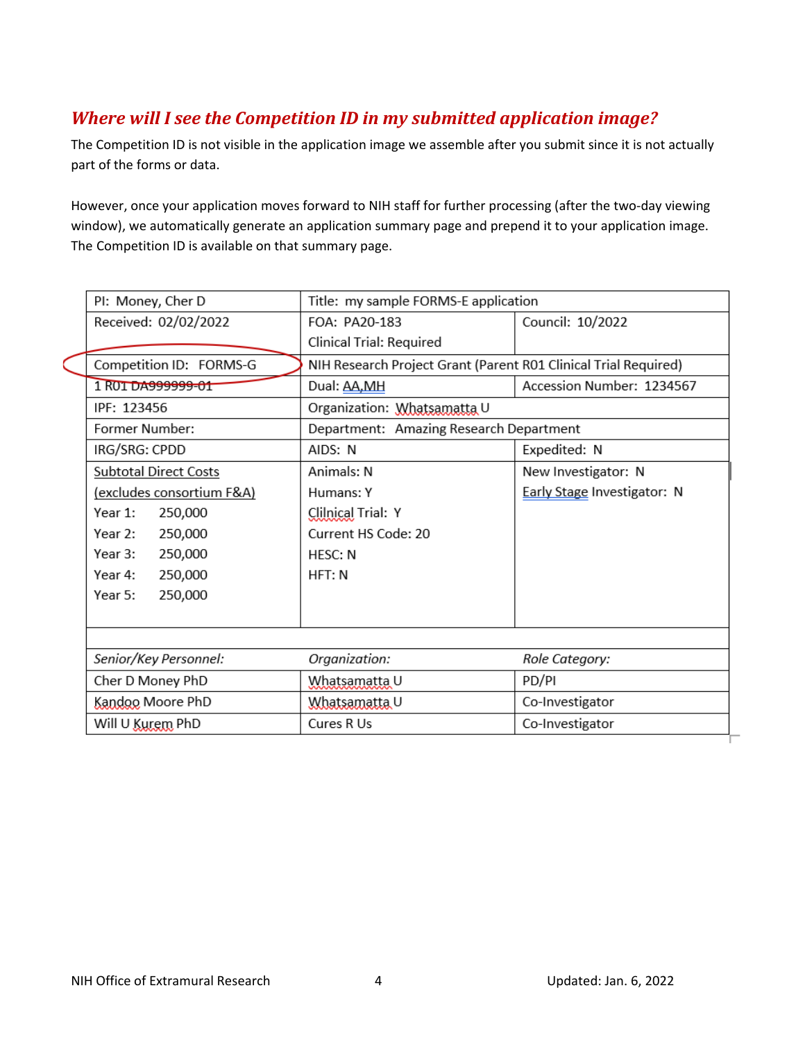### *Where will I see the Competition ID in my submitted application image?*

The Competition ID is not visible in the application image we assemble after you submit since it is not actually part of the forms or data.

However, once your application moves forward to NIH staff for further processing (after the two-day viewing window), we automatically generate an application summary page and prepend it to your application image. The Competition ID is available on that summary page.

| | | |
|---|---|---|
| PI: Money, Cher D | Title: my sample FORMS-E application | |
| Received: 02/02/2022 | FOA: PA20-183<br>Clinical Trial: Required | Council: 10/2022 |
| Competition ID: FORMS-G | NIH Research Project Grant (Parent R01 Clinical Trial Required) | |
| 1 R01 DA999999-01 | Dual: AA,MH | Accession Number: 1234567 |
| IPF: 123456 | Organization: Whatsamatta U | |
| Former Number: | Department: Amazing Research Department | |
| IRG/SRG: CPDD | AIDS: N | Expedited: N |
| Subtotal Direct Costs<br>(excludes consortium F&A)<br>Year 1: 250,000<br>Year 2: 250,000<br>Year 3: 250,000<br>Year 4: 250,000<br>Year 5: 250,000 | Animals: N<br>Humans: Y<br>Clilnical Trial: Y<br>Current HS Code: 20<br>HESC: N<br>HFT: N | New Investigator: N<br>Early Stage Investigator: N |
| | | |
| *Senior/Key Personnel:* | *Organization:* | *Role Category:* |
| Cher D Money PhD | Whatsamatta U | PD/PI |
| Kandoo Moore PhD | Whatsamatta U | Co-Investigator |
| Will U Kurem PhD | Cures R Us | Co-Investigator |